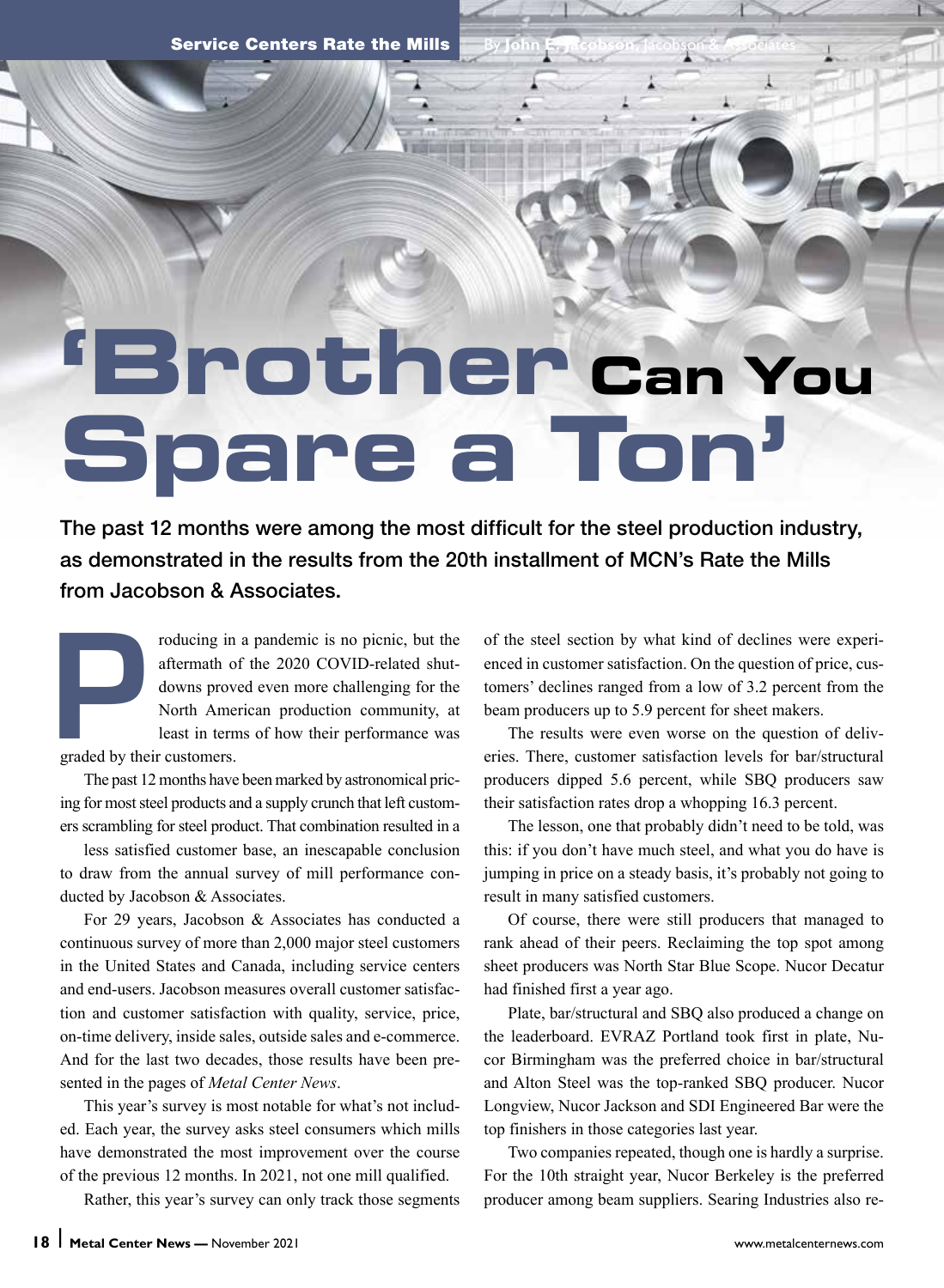Service Centers Rate the Mills

By **John E. Jacobson**, Jacobson & Associates

# 'Brother Can You Spare a Ton'

**The past 12 months were among the most difficult for the steel production industry, as demonstrated in the results from the 20th installment of MCN's Rate the Mills from Jacobson & Associates.**

Producing in a pandemic is no picnic, but the aftermath of the 2020 COVID-related shutdowns proved even more challenging for the North American production community, at least in terms of how their performance was graded by their customers.

The past 12 months have been marked by astronomical pricing for most steel products and a supply crunch that left customers scrambling for steel product. That combination resulted in a less satisfied customer base, an inescapable conclusion to draw from the annual survey of mill performance conducted by Jacobson & Associates.

For 29 years, Jacobson & Associates has conducted a continuous survey of more than 2,000 major steel customers in the United States and Canada, including service centers and end-users. Jacobson measures overall customer satisfaction and customer satisfaction with quality, service, price, on-time delivery, inside sales, outside sales and e-commerce. And for the last two decades, those results have been presented in the pages of *Metal Center News*.

This year's survey is most notable for what's not included. Each year, the survey asks steel consumers which mills have demonstrated the most improvement over the course of the previous 12 months. In 2021, not one mill qualified.

Rather, this year's survey can only track those segments of the steel section by what kind of declines were experienced in customer satisfaction. On the question of price, customers' declines ranged from a low of 3.2 percent from the beam producers up to 5.9 percent for sheet makers.

The results were even worse on the question of deliveries. There, customer satisfaction levels for bar/structural producers dipped 5.6 percent, while SBQ producers saw their satisfaction rates drop a whopping 16.3 percent.

The lesson, one that probably didn't need to be told, was this: if you don't have much steel, and what you do have is jumping in price on a steady basis, it's probably not going to result in many satisfied customers.

Of course, there were still producers that managed to rank ahead of their peers. Reclaiming the top spot among sheet producers was North Star Blue Scope. Nucor Decatur had finished first a year ago.

Plate, bar/structural and SBQ also produced a change on the leaderboard. EVRAZ Portland took first in plate, Nucor Birmingham was the preferred choice in bar/structural and Alton Steel was the top-ranked SBQ producer. Nucor Longview, Nucor Jackson and SDI Engineered Bar were the top finishers in those categories last year.

Two companies repeated, though one is hardly a surprise. For the 10th straight year, Nucor Berkeley is the preferred producer among beam suppliers. Searing Industries also re-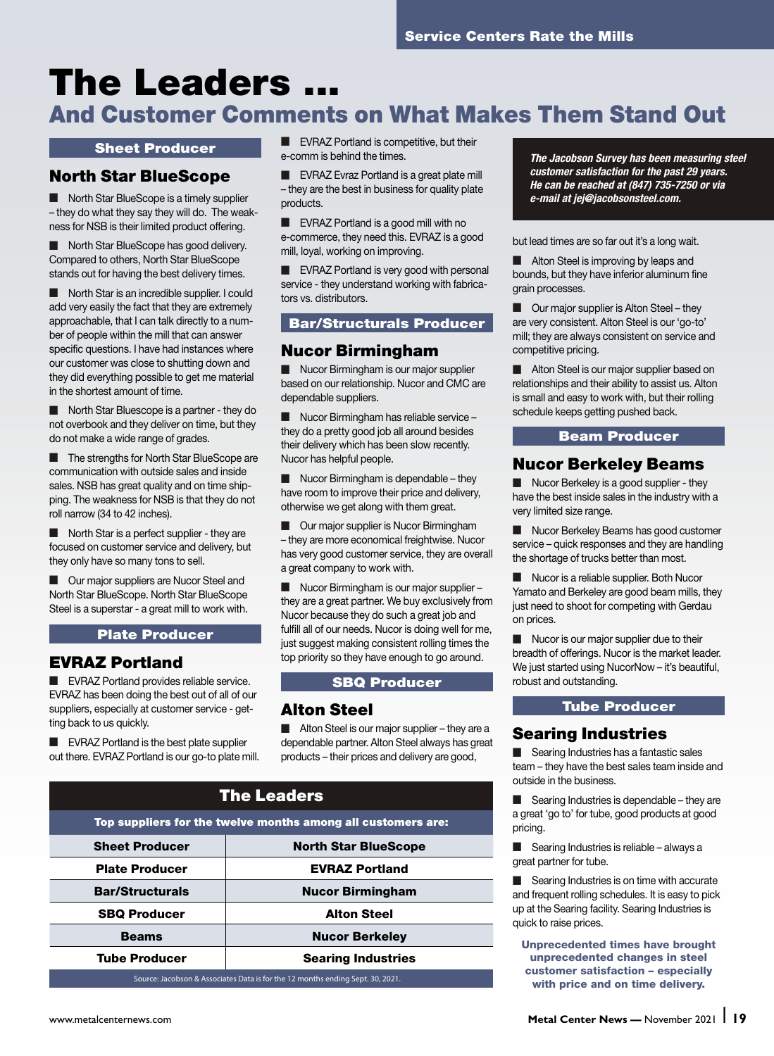# The Leaders ...

## And Customer Comments on What Makes Them Stand Out

### Sheet Producer

## North Star BlueScope

- North Star BlueScope is a timely supplier – they do what they say they will do. The weakness for NSB is their limited product offering.

- North Star BlueScope has good delivery. Compared to others, North Star BlueScope stands out for having the best delivery times.

- North Star is an incredible supplier. I could add very easily the fact that they are extremely approachable, that I can talk directly to a number of people within the mill that can answer specific questions. I have had instances where our customer was close to shutting down and they did everything possible to get me material in the shortest amount of time.

- North Star Bluescope is a partner - they do not overbook and they deliver on time, but they do not make a wide range of grades.

- The strengths for North Star BlueScope are communication with outside sales and inside sales. NSB has great quality and on time shipping. The weakness for NSB is that they do not roll narrow (34 to 42 inches).

- North Star is a perfect supplier - they are focused on customer service and delivery, but they only have so many tons to sell.

- Our major suppliers are Nucor Steel and North Star BlueScope. North Star BlueScope Steel is a superstar - a great mill to work with.

### Plate Producer

## EVRAZ Portland

- EVRAZ Portland provides reliable service. EVRAZ has been doing the best out of all of our suppliers, especially at customer service - getting back to us quickly.

- EVRAZ Portland is the best plate supplier out there. EVRAZ Portland is our go-to plate mill.

- EVRAZ Portland is competitive, but their e-comm is behind the times.

- EVRAZ Evraz Portland is a great plate mill – they are the best in business for quality plate products.

- EVRAZ Portland is a good mill with no e-commerce, they need this. EVRAZ is a good mill, loyal, working on improving.

- EVRAZ Portland is very good with personal service - they understand working with fabricators vs. distributors.

### Bar/Structurals Producer

## Nucor Birmingham

- Nucor Birmingham is our major supplier based on our relationship. Nucor and CMC are dependable suppliers.

- Nucor Birmingham has reliable service – they do a pretty good job all around besides their delivery which has been slow recently. Nucor has helpful people.

- Nucor Birmingham is dependable – they have room to improve their price and delivery, otherwise we get along with them great.

- Our major supplier is Nucor Birmingham – they are more economical freightwise. Nucor has very good customer service, they are overall a great company to work with.

- Nucor Birmingham is our major supplier – they are a great partner. We buy exclusively from Nucor because they do such a great job and fulfill all of our needs. Nucor is doing well for me, just suggest making consistent rolling times the top priority so they have enough to go around.

### SBQ Producer

## Alton Steel

- Alton Steel is our major supplier – they are a dependable partner. Alton Steel always has great products – their prices and delivery are good, but lead times are so far out it's a long wait.

- Alton Steel is improving by leaps and bounds, but they have inferior aluminum fine grain processes.

- Our major supplier is Alton Steel – they are very consistent. Alton Steel is our 'go-to' mill; they are always consistent on service and competitive pricing.

- Alton Steel is our major supplier based on relationships and their ability to assist us. Alton is small and easy to work with, but their rolling schedule keeps getting pushed back.

### Beam Producer

## Nucor Berkeley Beams

- Nucor Berkeley is a good supplier - they have the best inside sales in the industry with a very limited size range.

- Nucor Berkeley Beams has good customer service – quick responses and they are handling the shortage of trucks better than most.

- Nucor is a reliable supplier. Both Nucor Yamato and Berkeley are good beam mills, they just need to shoot for competing with Gerdau on prices.

- Nucor is our major supplier due to their breadth of offerings. Nucor is the market leader. We just started using NucorNow – it's beautiful, robust and outstanding.

### Tube Producer

## Searing Industries

- Searing Industries has a fantastic sales team – they have the best sales team inside and outside in the business.

- Searing Industries is dependable – they are a great 'go to' for tube, good products at good pricing.

- Searing Industries is reliable – always a great partner for tube.

- Searing Industries is on time with accurate and frequent rolling schedules. It is easy to pick up at the Searing facility. Searing Industries is quick to raise prices.

***The Jacobson Survey has been measuring steel customer satisfaction for the past 29 years. He can be reached at (847) 735-7250 or via e-mail at jej@jacobsonsteel.com.***

**Unprecedented times have brought unprecedented changes in steel customer satisfaction – especially with price and on time delivery.**

### The Leaders

**Top suppliers for the twelve months among all customers are:**

| Category | Supplier |
|---|---|
| Sheet Producer | North Star BlueScope |
| Plate Producer | EVRAZ Portland |
| Bar/Structurals | Nucor Birmingham |
| SBQ Producer | Alton Steel |
| Beams | Nucor Berkeley |
| Tube Producer | Searing Industries |

Source: Jacobson & Associates Data is for the 12 months ending Sept. 30, 2021.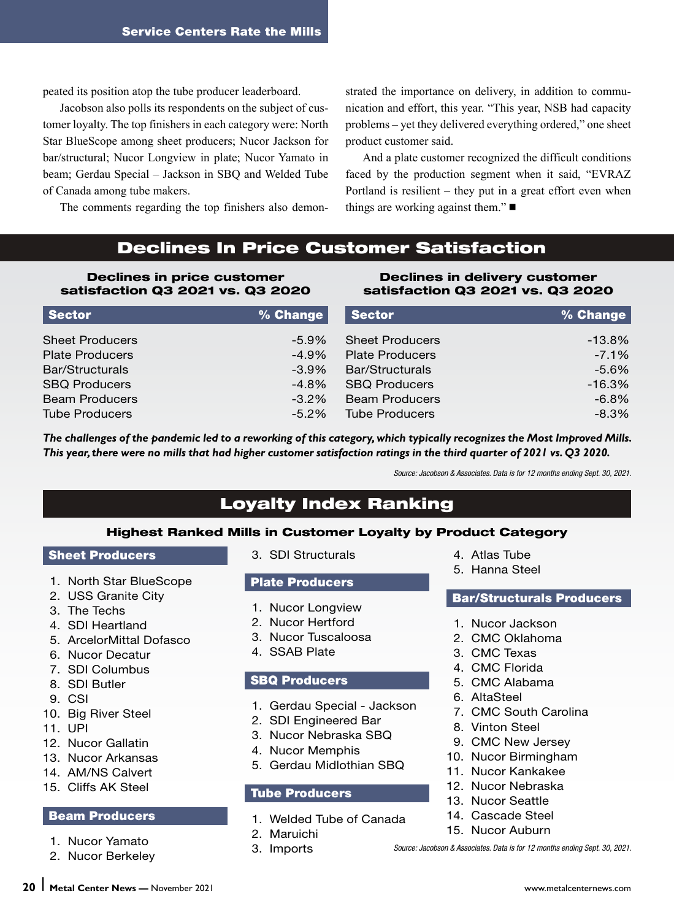peated its position atop the tube producer leaderboard.

Jacobson also polls its respondents on the subject of customer loyalty. The top finishers in each category were: North Star BlueScope among sheet producers; Nucor Jackson for bar/structural; Nucor Longview in plate; Nucor Yamato in beam; Gerdau Special – Jackson in SBQ and Welded Tube of Canada among tube makers.

The comments regarding the top finishers also demonstrated the importance on delivery, in addition to communication and effort, this year. "This year, NSB had capacity problems – yet they delivered everything ordered," one sheet product customer said.

And a plate customer recognized the difficult conditions faced by the production segment when it said, "EVRAZ Portland is resilient – they put in a great effort even when things are working against them." ■

## Declines In Price Customer Satisfaction

**Declines in price customer satisfaction Q3 2021 vs. Q3 2020**

| Sector | % Change |
|---|---|
| Sheet Producers | -5.9% |
| Plate Producers | -4.9% |
| Bar/Structurals | -3.9% |
| SBQ Producers | -4.8% |
| Beam Producers | -3.2% |
| Tube Producers | -5.2% |

**Declines in delivery customer satisfaction Q3 2021 vs. Q3 2020**

| Sector | % Change |
|---|---|
| Sheet Producers | -13.8% |
| Plate Producers | -7.1% |
| Bar/Structurals | -5.6% |
| SBQ Producers | -16.3% |
| Beam Producers | -6.8% |
| Tube Producers | -8.3% |

***The challenges of the pandemic led to a reworking of this category, which typically recognizes the Most Improved Mills. This year, there were no mills that had higher customer satisfaction ratings in the third quarter of 2021 vs. Q3 2020.***

*Source: Jacobson & Associates. Data is for 12 months ending Sept. 30, 2021.*

## Loyalty Index Ranking

**Highest Ranked Mills in Customer Loyalty by Product Category**

**Sheet Producers**

1. North Star BlueScope
2. USS Granite City
3. The Techs
4. SDI Heartland
5. ArcelorMittal Dofasco
6. Nucor Decatur
7. SDI Columbus
8. SDI Butler
9. CSI
10. Big River Steel
11. UPI
12. Nucor Gallatin
13. Nucor Arkansas
14. AM/NS Calvert
15. Cliffs AK Steel

**Beam Producers**

1. Nucor Yamato
2. Nucor Berkeley
3. SDI Structurals

**Plate Producers**

1. Nucor Longview
2. Nucor Hertford
3. Nucor Tuscaloosa
4. SSAB Plate

**SBQ Producers**

1. Gerdau Special - Jackson
2. SDI Engineered Bar
3. Nucor Nebraska SBQ
4. Nucor Memphis
5. Gerdau Midlothian SBQ

**Tube Producers**

1. Welded Tube of Canada
2. Maruichi
3. Imports
4. Atlas Tube
5. Hanna Steel

**Bar/Structurals Producers**

1. Nucor Jackson
2. CMC Oklahoma
3. CMC Texas
4. CMC Florida
5. CMC Alabama
6. AltaSteel
7. CMC South Carolina
8. Vinton Steel
9. CMC New Jersey
10. Nucor Birmingham
11. Nucor Kankakee
12. Nucor Nebraska
13. Nucor Seattle
14. Cascade Steel
15. Nucor Auburn

*Source: Jacobson & Associates. Data is for 12 months ending Sept. 30, 2021.*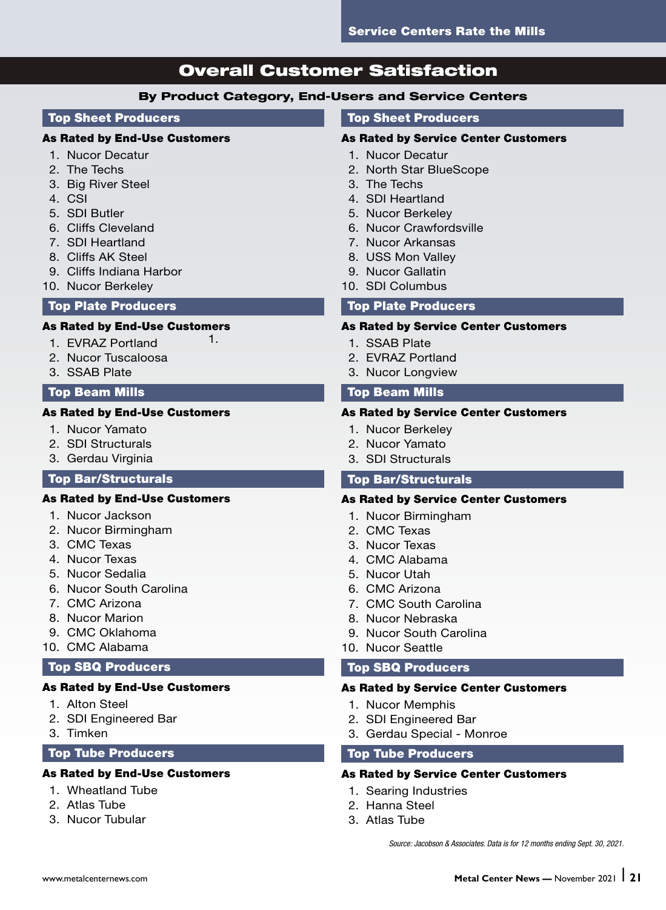# Overall Customer Satisfaction

**By Product Category, End-Users and Service Centers**

## Top Sheet Producers

### As Rated by End-Use Customers

1. Nucor Decatur
2. The Techs
3. Big River Steel
4. CSI
5. SDI Butler
6. Cliffs Cleveland
7. SDI Heartland
8. Cliffs AK Steel
9. Cliffs Indiana Harbor
10. Nucor Berkeley

## Top Plate Producers

### As Rated by End-Use Customers

1. EVRAZ Portland
2. Nucor Tuscaloosa
3. SSAB Plate

1.

## Top Beam Mills

### As Rated by End-Use Customers

1. Nucor Yamato
2. SDI Structurals
3. Gerdau Virginia

## Top Bar/Structurals

### As Rated by End-Use Customers

1. Nucor Jackson
2. Nucor Birmingham
3. CMC Texas
4. Nucor Texas
5. Nucor Sedalia
6. Nucor South Carolina
7. CMC Arizona
8. Nucor Marion
9. CMC Oklahoma
10. CMC Alabama

## Top SBQ Producers

### As Rated by End-Use Customers

1. Alton Steel
2. SDI Engineered Bar
3. Timken

## Top Tube Producers

### As Rated by End-Use Customers

1. Wheatland Tube
2. Atlas Tube
3. Nucor Tubular

## Top Sheet Producers

### As Rated by Service Center Customers

1. Nucor Decatur
2. North Star BlueScope
3. The Techs
4. SDI Heartland
5. Nucor Berkeley
6. Nucor Crawfordsville
7. Nucor Arkansas
8. USS Mon Valley
9. Nucor Gallatin
10. SDI Columbus

## Top Plate Producers

### As Rated by Service Center Customers

1. SSAB Plate
2. EVRAZ Portland
3. Nucor Longview

## Top Beam Mills

### As Rated by Service Center Customers

1. Nucor Berkeley
2. Nucor Yamato
3. SDI Structurals

## Top Bar/Structurals

### As Rated by Service Center Customers

1. Nucor Birmingham
2. CMC Texas
3. Nucor Texas
4. CMC Alabama
5. Nucor Utah
6. CMC Arizona
7. CMC South Carolina
8. Nucor Nebraska
9. Nucor South Carolina
10. Nucor Seattle

## Top SBQ Producers

### As Rated by Service Center Customers

1. Nucor Memphis
2. SDI Engineered Bar
3. Gerdau Special - Monroe

## Top Tube Producers

### As Rated by Service Center Customers

1. Searing Industries
2. Hanna Steel
3. Atlas Tube

*Source: Jacobson & Associates. Data is for 12 months ending Sept. 30, 2021.*